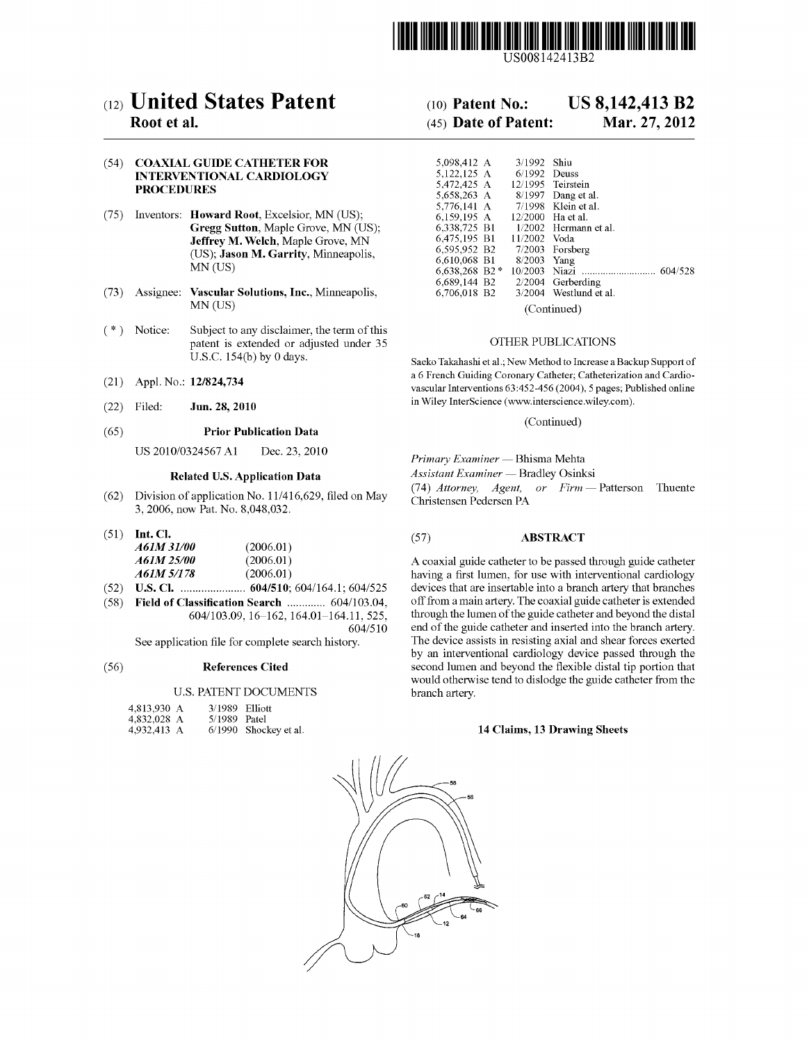US008142413B2

# (12) United States Patent
**Root et al.**

(10) **Patent No.: US 8,142,413 B2**

(45) **Date of Patent: Mar. 27, 2012**

(54) **COAXIAL GUIDE CATHETER FOR INTERVENTIONAL CARDIOLOGY PROCEDURES**

(75) Inventors: **Howard Root**, Excelsior, MN (US); **Gregg Sutton**, Maple Grove, MN (US); **Jeffrey M. Welch**, Maple Grove, MN (US); **Jason M. Garrity**, Minneapolis, MN (US)

(73) Assignee: **Vascular Solutions, Inc.**, Minneapolis, MN (US)

(*) Notice: Subject to any disclaimer, the term of this patent is extended or adjusted under 35 U.S.C. 154(b) by 0 days.

(21) Appl. No.: **12/824,734**

(22) Filed: **Jun. 28, 2010**

(65) **Prior Publication Data**

US 2010/0324567 A1 Dec. 23, 2010

**Related U.S. Application Data**

(62) Division of application No. 11/416,629, filed on May 3, 2006, now Pat. No. 8,048,032.

(51) **Int. Cl.**

| | |
|---|---|
| ***A61M 31/00*** | (2006.01) |
| ***A61M 25/00*** | (2006.01) |
| ***A61M 5/178*** | (2006.01) |

(52) **U.S. Cl.** ...................... **604/510**; 604/164.1; 604/525

(58) **Field of Classification Search** ............. 604/103.04, 604/103.09, 16–162, 164.01–164.11, 525, 604/510

See application file for complete search history.

(56) **References Cited**

U.S. PATENT DOCUMENTS

| | | |
|---|---|---|
| 4,813,930 A | 3/1989 | Elliott |
| 4,832,028 A | 5/1989 | Patel |
| 4,932,413 A | 6/1990 | Shockey et al. |
| 5,098,412 A | 3/1992 | Shiu |
| 5,122,125 A | 6/1992 | Deuss |
| 5,472,425 A | 12/1995 | Teirstein |
| 5,658,263 A | 8/1997 | Dang et al. |
| 5,776,141 A | 7/1998 | Klein et al. |
| 6,159,195 A | 12/2000 | Ha et al. |
| 6,338,725 B1 | 1/2002 | Hermann et al. |
| 6,475,195 B1 | 11/2002 | Voda |
| 6,595,952 B2 | 7/2003 | Forsberg |
| 6,610,068 B1 | 8/2003 | Yang |
| 6,638,268 B2 * | 10/2003 | Niazi ............................ 604/528 |
| 6,689,144 B2 | 2/2004 | Gerberding |
| 6,706,018 B2 | 3/2004 | Westlund et al. |

(Continued)

OTHER PUBLICATIONS

Saeko Takahashi et al.; New Method to Increase a Backup Support of a 6 French Guiding Coronary Catheter; Catheterization and Cardiovascular Interventions 63:452-456 (2004), 5 pages; Published online in Wiley InterScience (www.interscience.wiley.com).

(Continued)

*Primary Examiner* — Bhisma Mehta

*Assistant Examiner* — Bradley Osinksi

(74) *Attorney, Agent, or Firm* — Patterson Thuente Christensen Pedersen PA

(57) **ABSTRACT**

A coaxial guide catheter to be passed through guide catheter having a first lumen, for use with interventional cardiology devices that are insertable into a branch artery that branches off from a main artery. The coaxial guide catheter is extended through the lumen of the guide catheter and beyond the distal end of the guide catheter and inserted into the branch artery. The device assists in resisting axial and shear forces exerted by an interventional cardiology device passed through the second lumen and beyond the flexible distal tip portion that would otherwise tend to dislodge the guide catheter from the branch artery.

**14 Claims, 13 Drawing Sheets**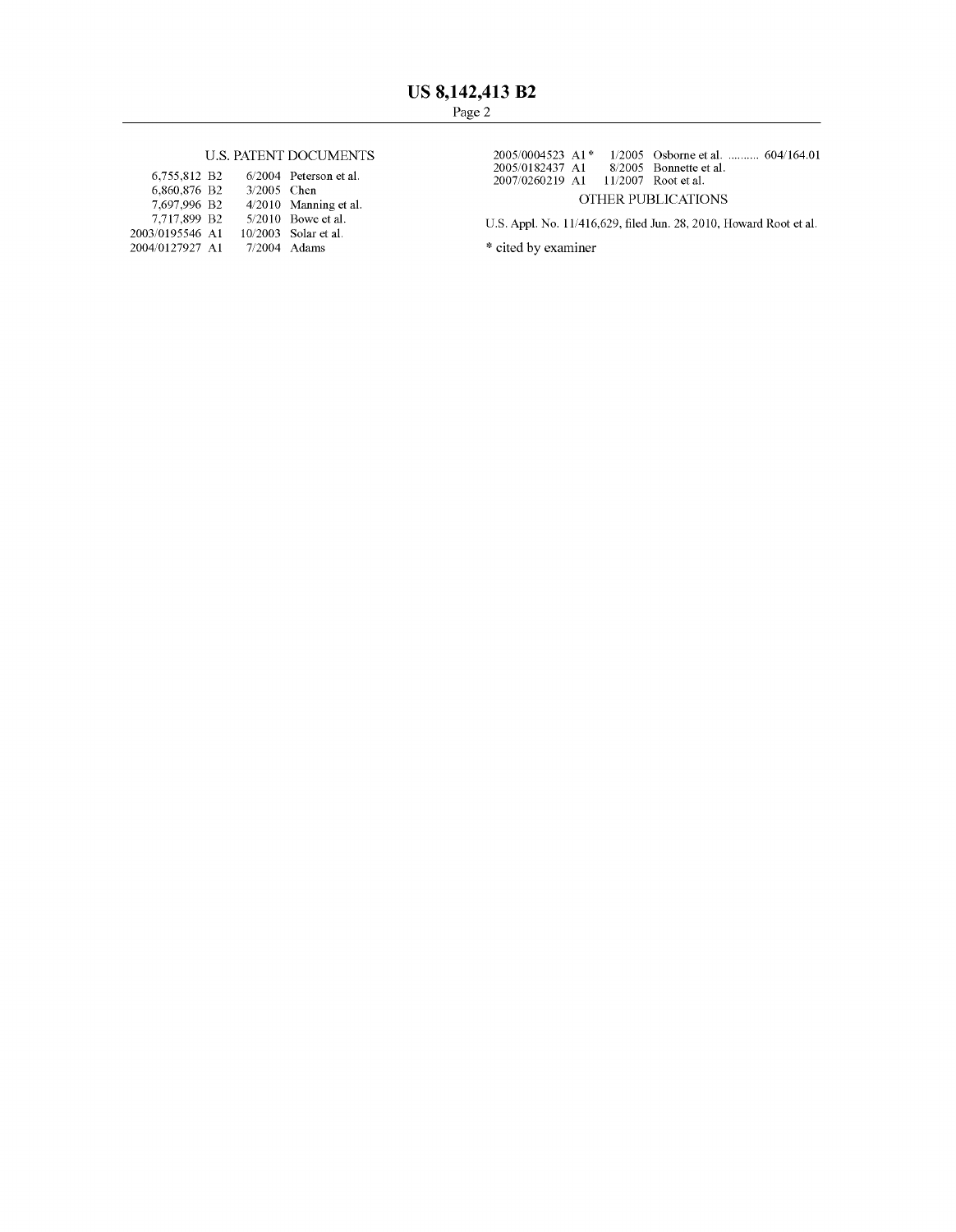## U.S. PATENT DOCUMENTS

| | | |
|---|---|---|
| 6,755,812 B2 | 6/2004 | Peterson et al. |
| 6,860,876 B2 | 3/2005 | Chen |
| 7,697,996 B2 | 4/2010 | Manning et al. |
| 7,717,899 B2 | 5/2010 | Bowe et al. |
| 2003/0195546 A1 | 10/2003 | Solar et al. |
| 2004/0127927 A1 | 7/2004 | Adams |
| 2005/0004523 A1* | 1/2005 | Osborne et al. .......... 604/164.01 |
| 2005/0182437 A1 | 8/2005 | Bonnette et al. |
| 2007/0260219 A1 | 11/2007 | Root et al. |

## OTHER PUBLICATIONS

U.S. Appl. No. 11/416,629, filed Jun. 28, 2010, Howard Root et al.

* cited by examiner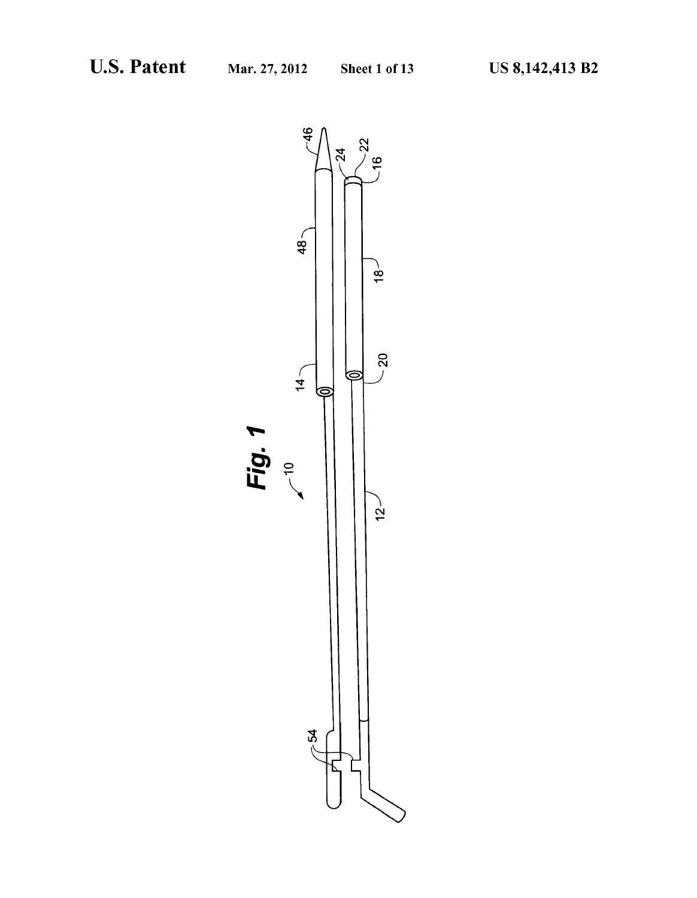Fig. 1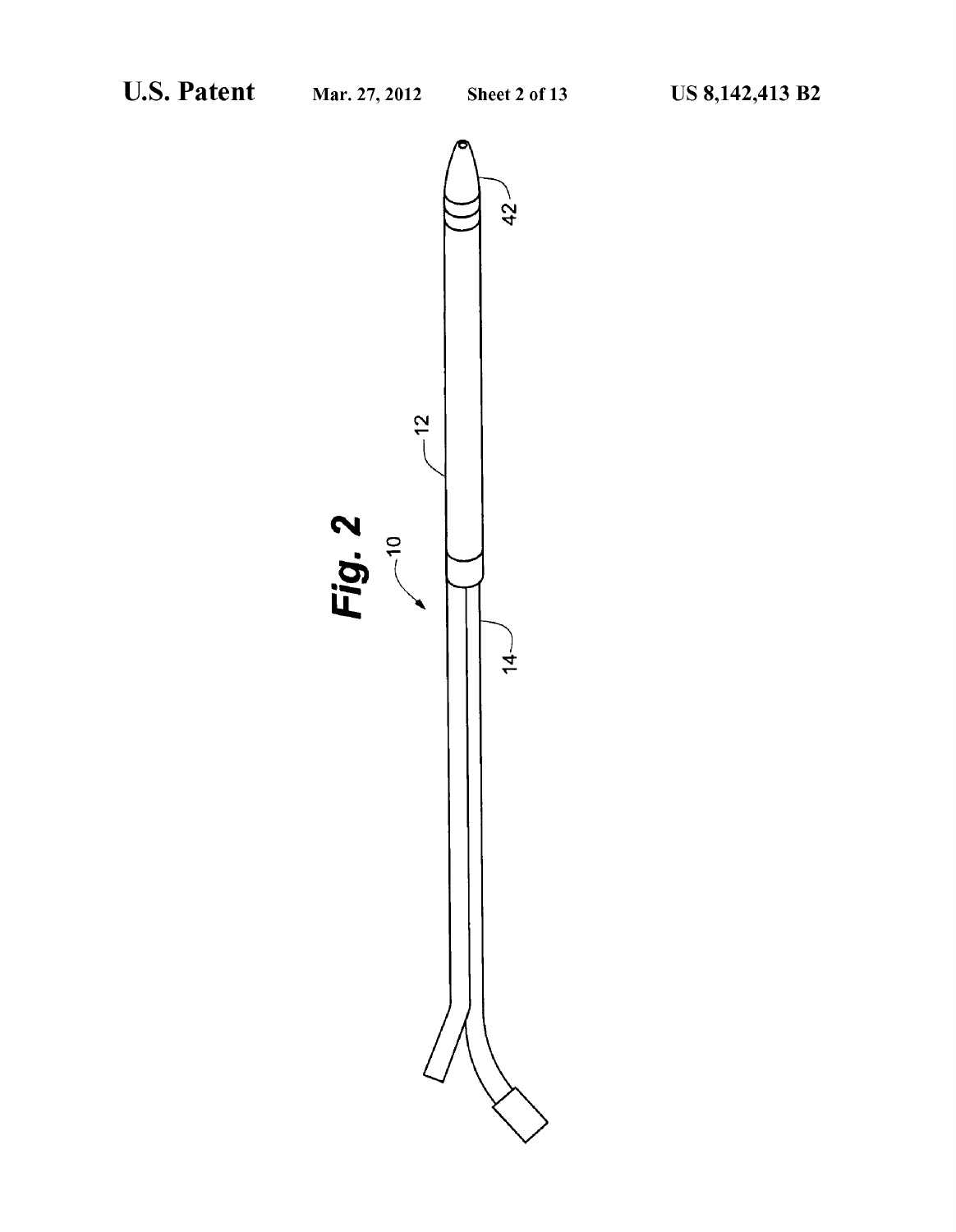Fig. 2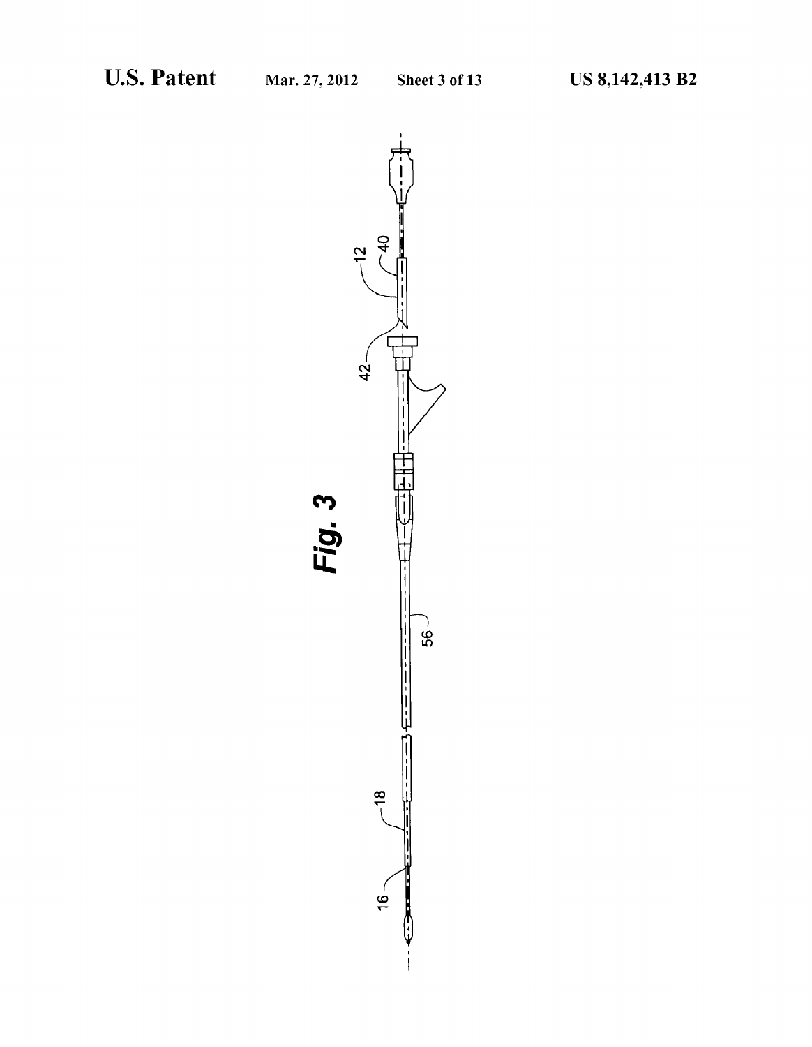Fig. 3

12

40

42

56

18

16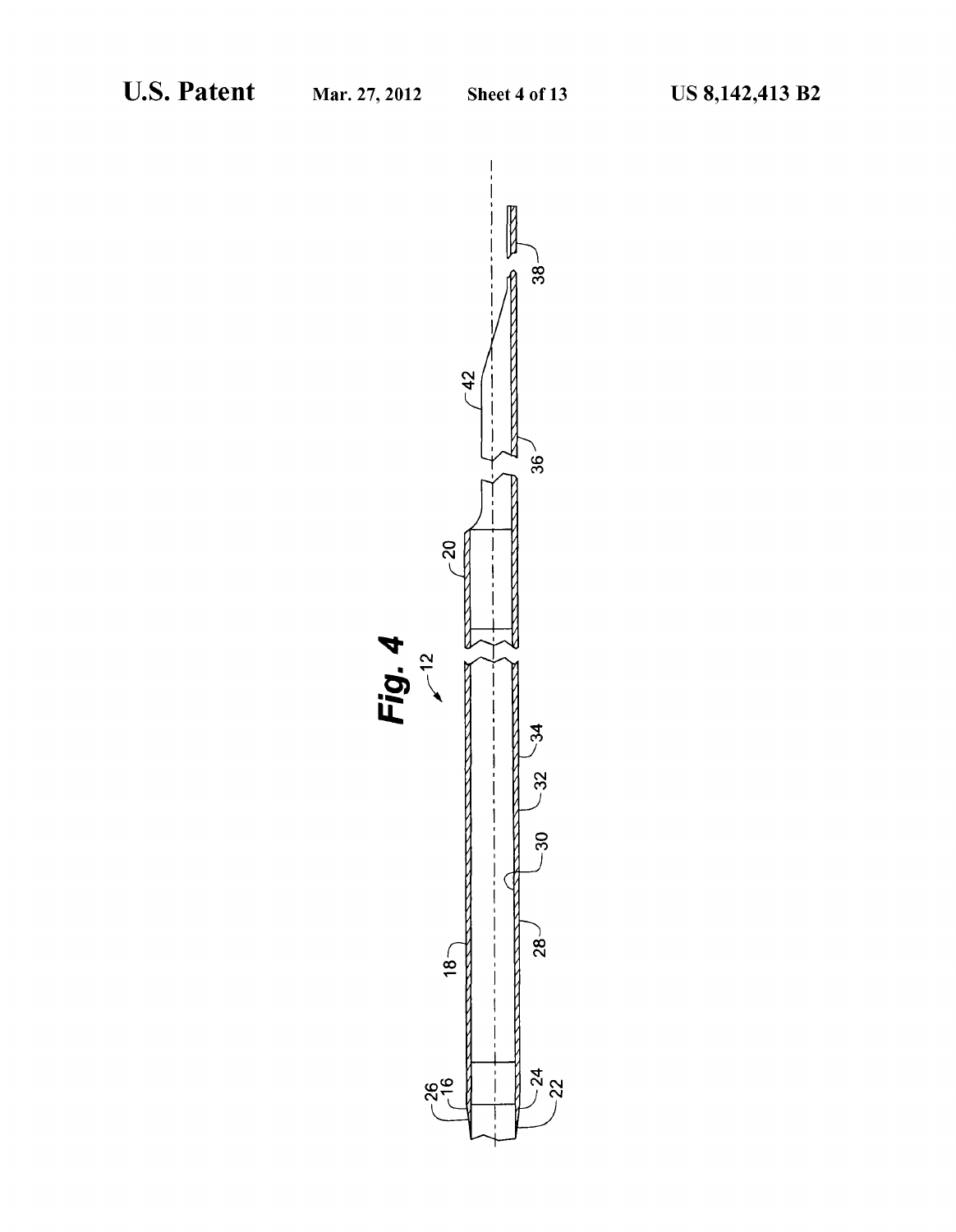Fig. 4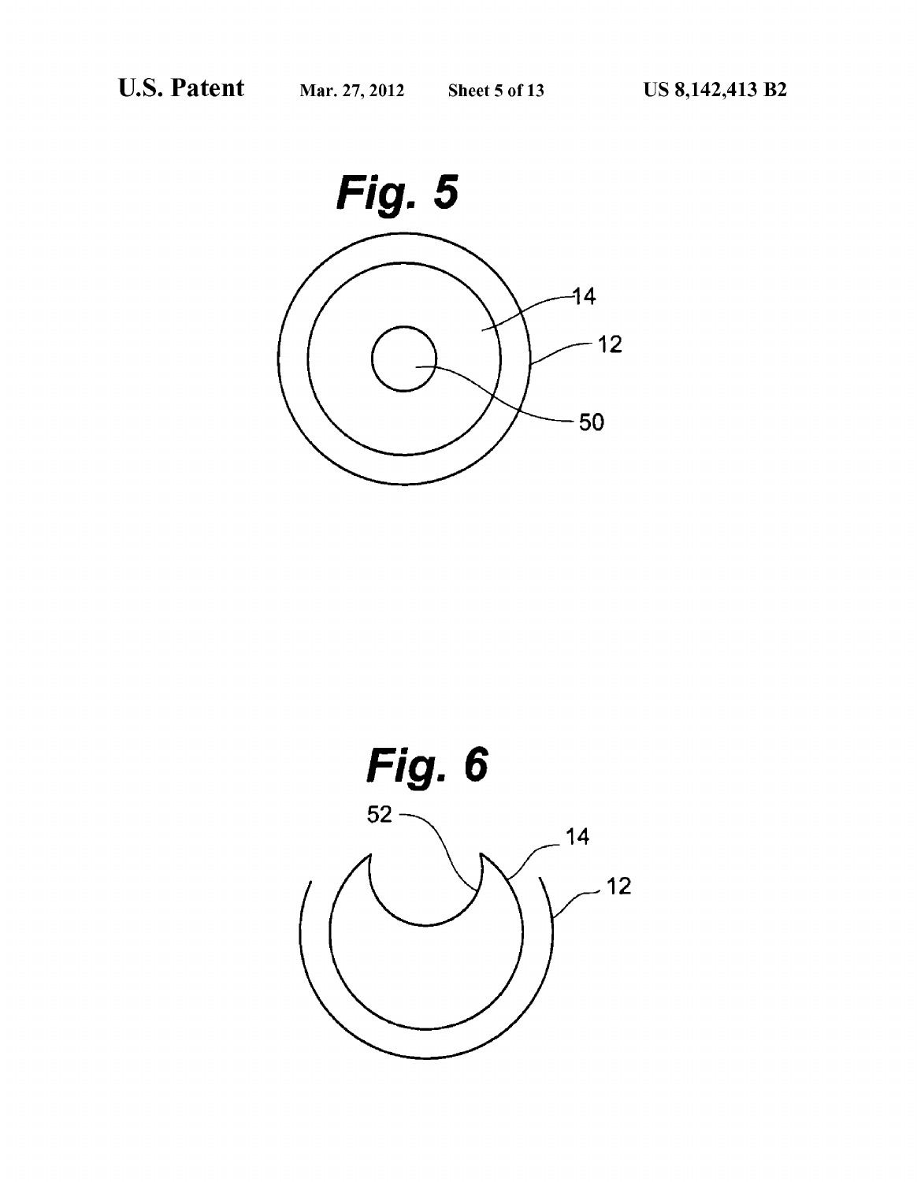Fig. 5

14

12

50

Fig. 6

52

14

12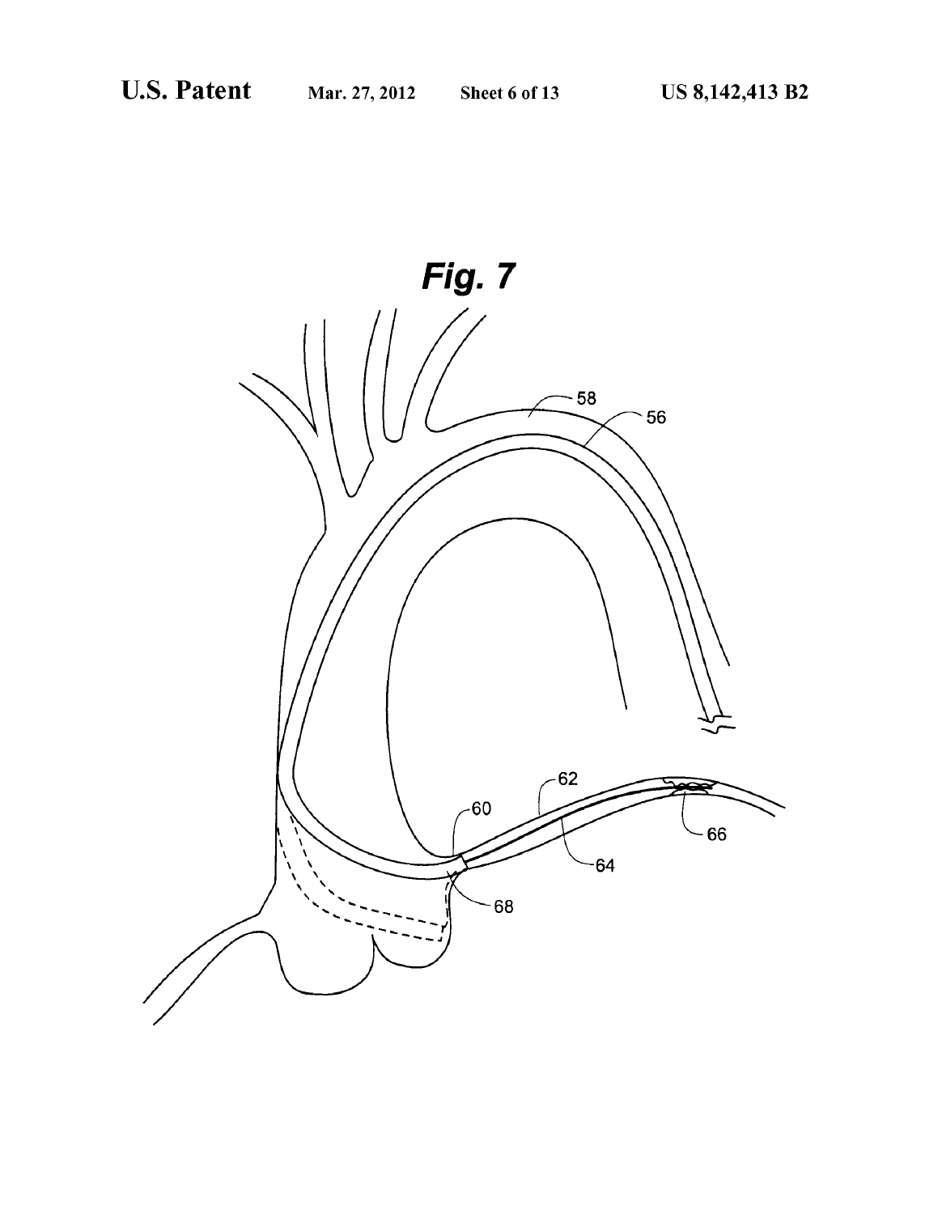*Fig. 7*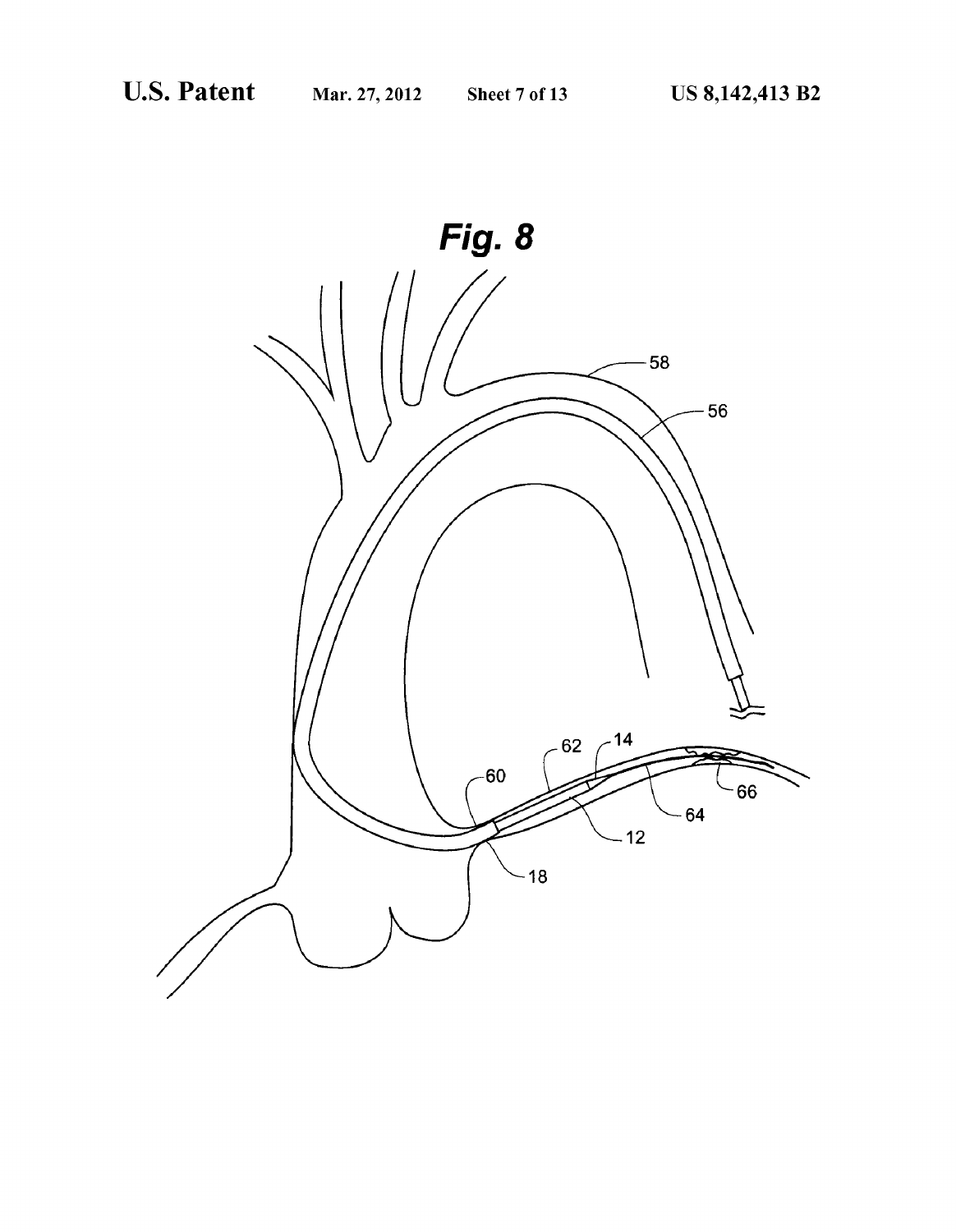*Fig. 8*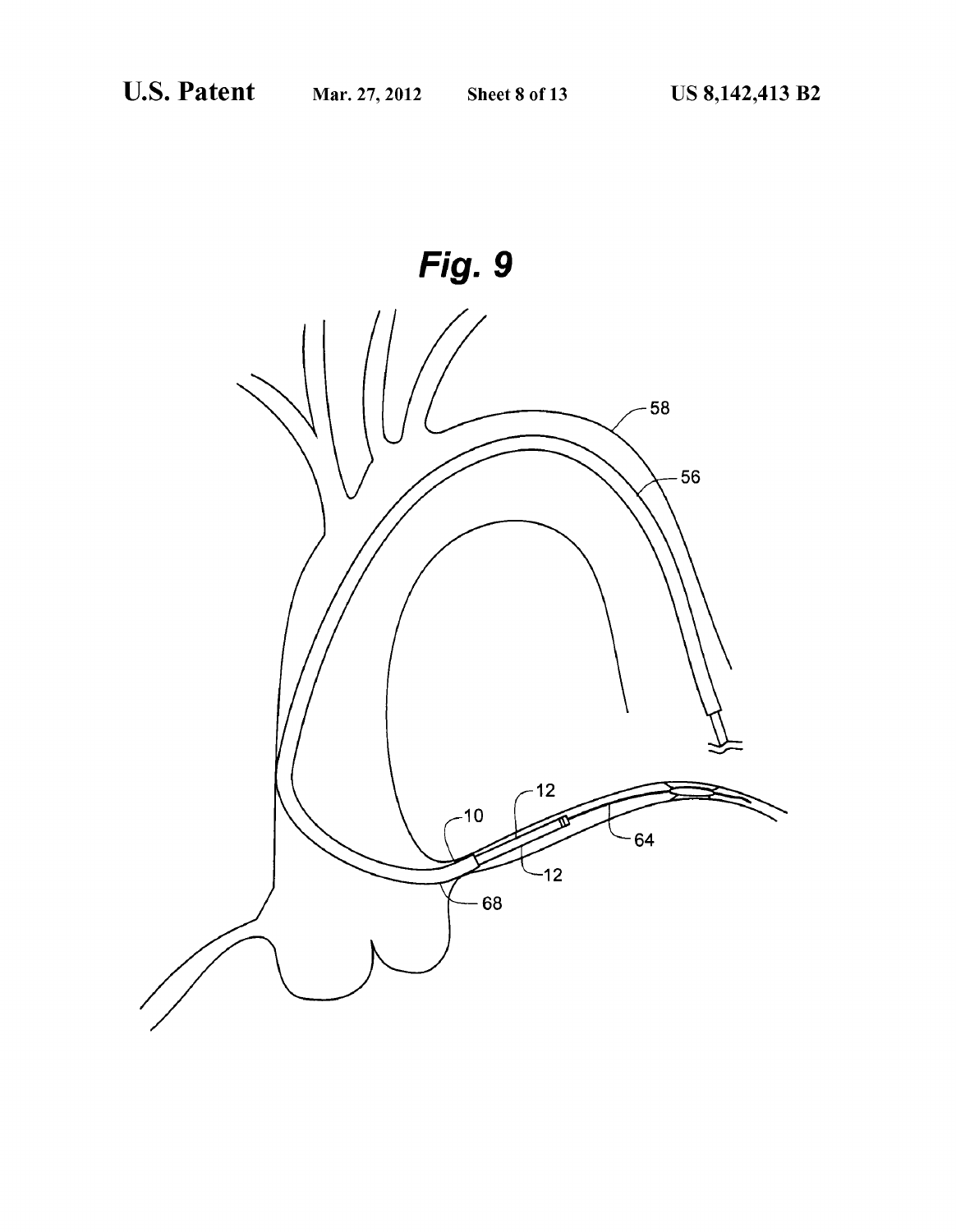***Fig. 9***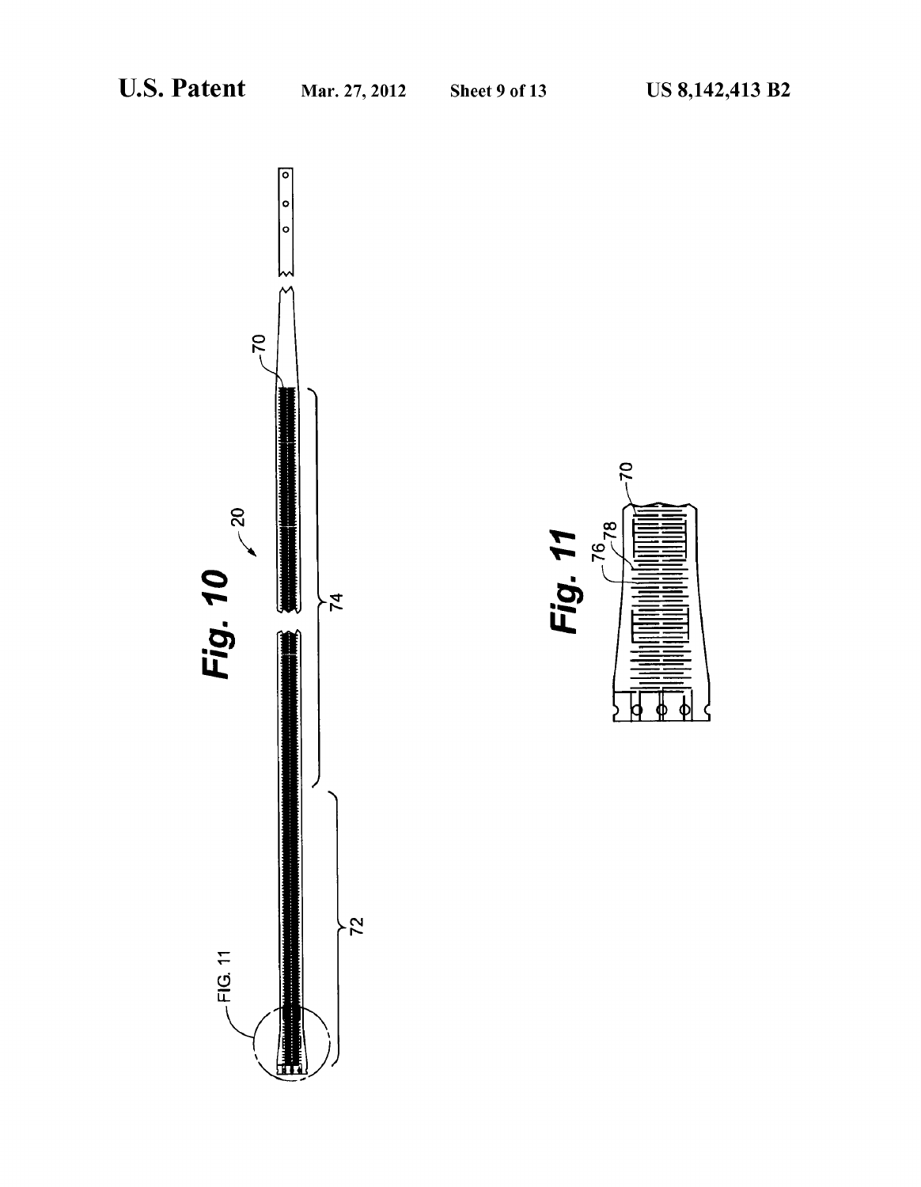*Fig. 10*

*Fig. 11*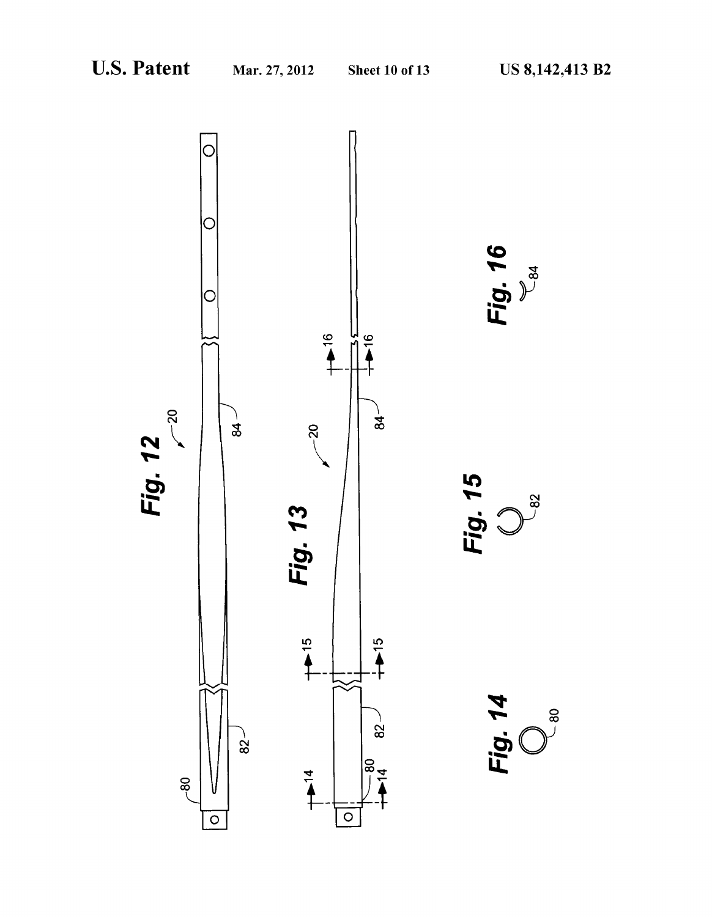Fig. 12

Fig. 13

Fig. 14

Fig. 15

Fig. 16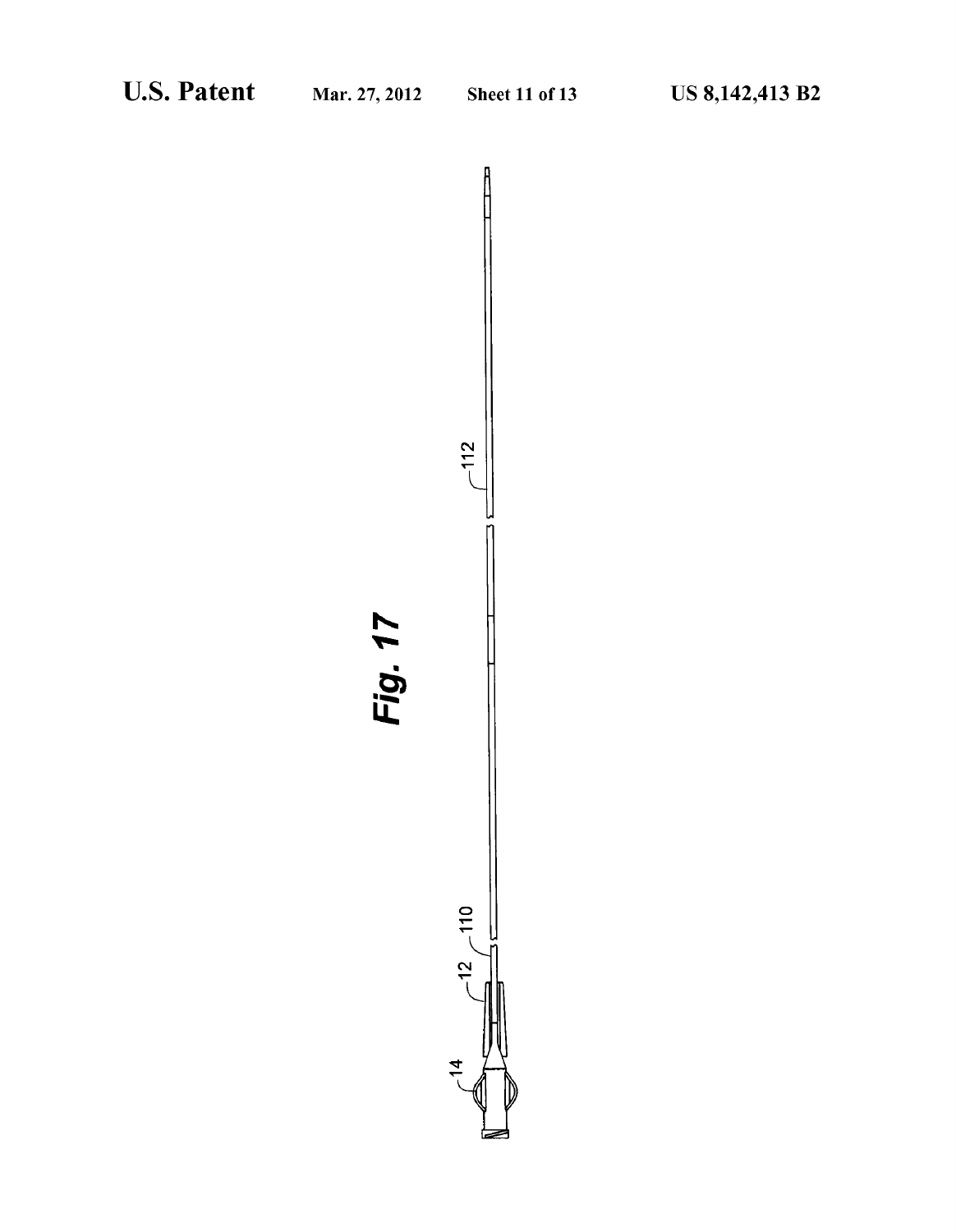Fig. 17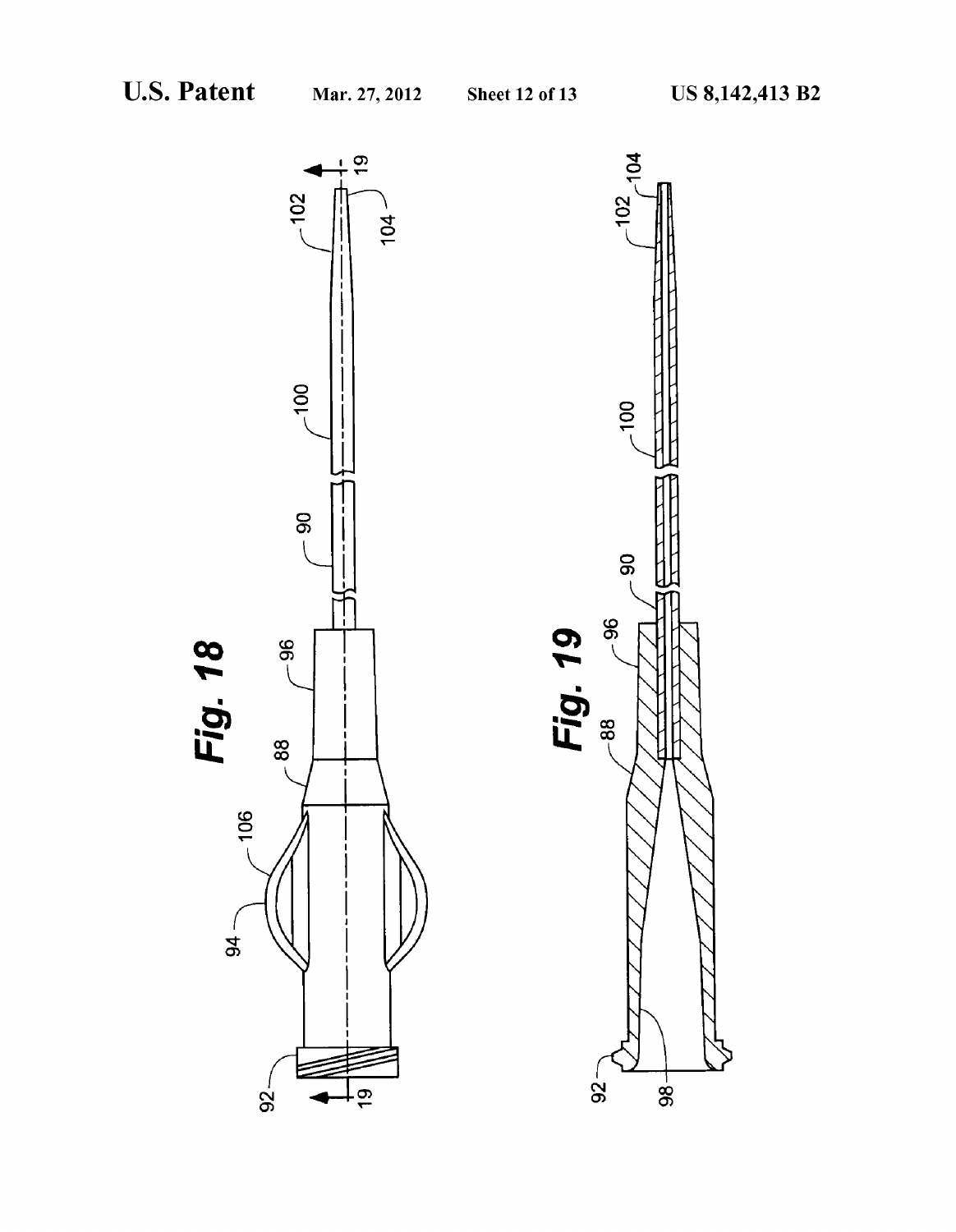Fig. 18

Fig. 19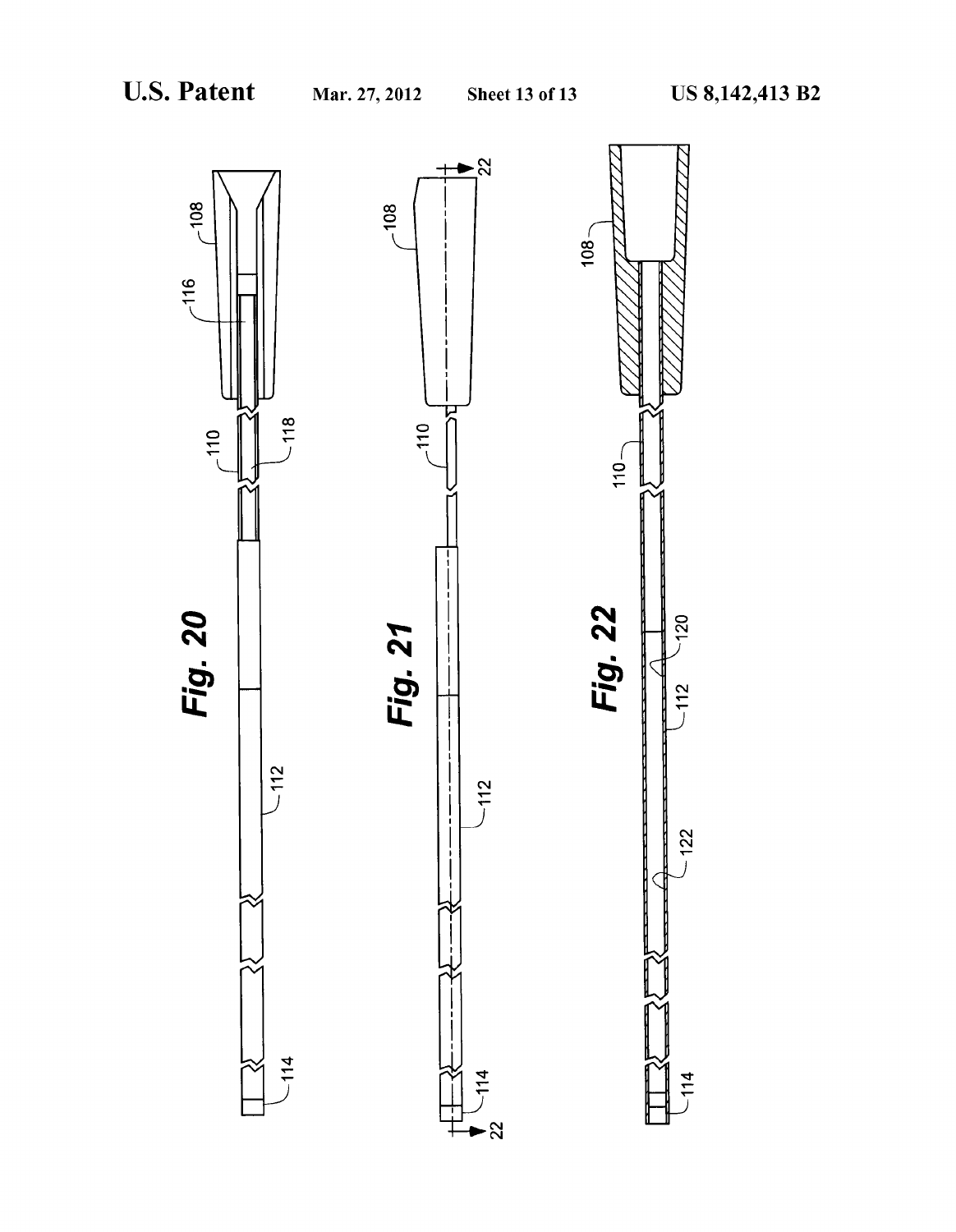*Fig. 20*

*Fig. 21*

*Fig. 22*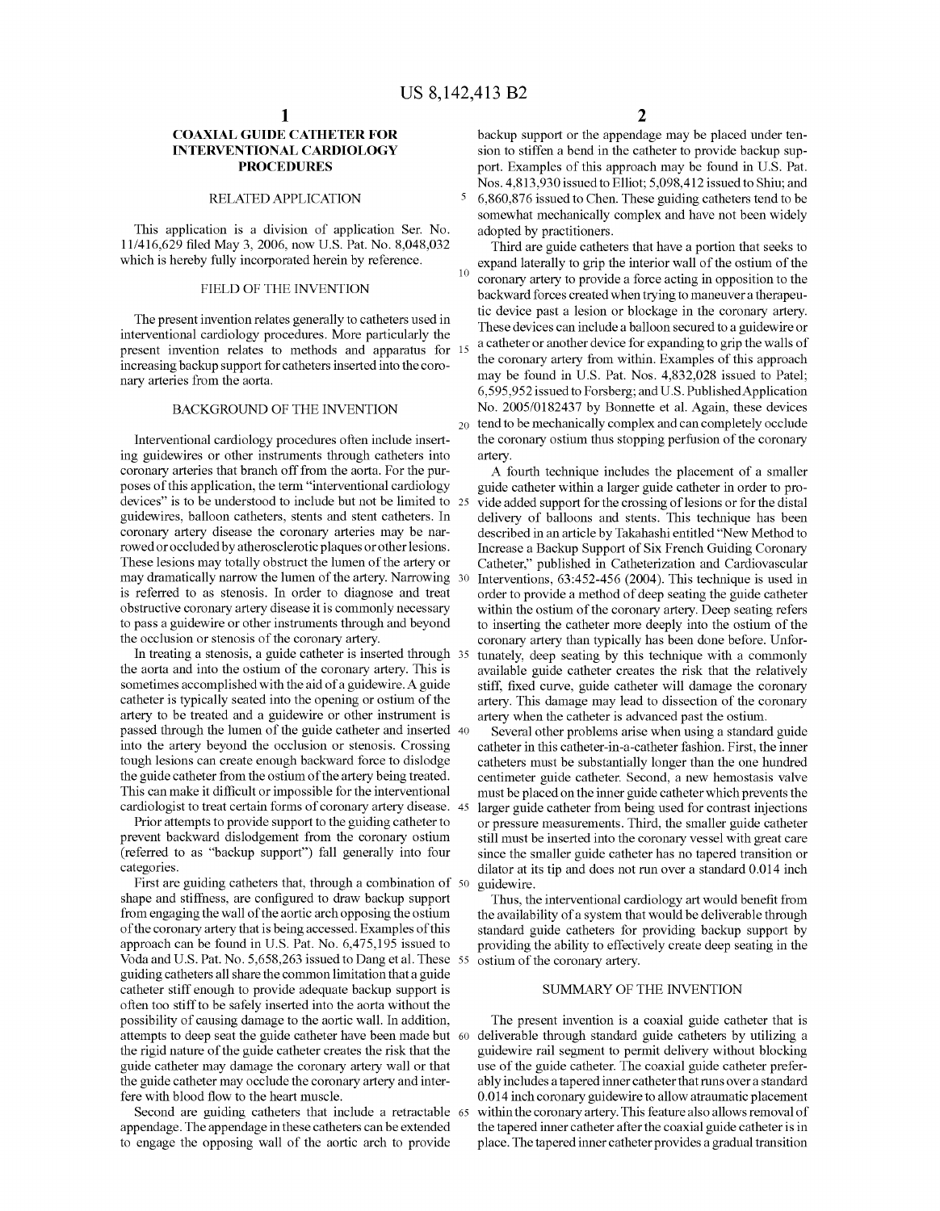# COAXIAL GUIDE CATHETER FOR INTERVENTIONAL CARDIOLOGY PROCEDURES

## RELATED APPLICATION

This application is a division of application Ser. No. 11/416,629 filed May 3, 2006, now U.S. Pat. No. 8,048,032 which is hereby fully incorporated herein by reference.

## FIELD OF THE INVENTION

The present invention relates generally to catheters used in interventional cardiology procedures. More particularly the present invention relates to methods and apparatus for increasing backup support for catheters inserted into the coronary arteries from the aorta.

## BACKGROUND OF THE INVENTION

Interventional cardiology procedures often include inserting guidewires or other instruments through catheters into coronary arteries that branch off from the aorta. For the purposes of this application, the term "interventional cardiology devices" is to be understood to include but not be limited to guidewires, balloon catheters, stents and stent catheters. In coronary artery disease the coronary arteries may be narrowed or occluded by atherosclerotic plaques or other lesions. These lesions may totally obstruct the lumen of the artery or may dramatically narrow the lumen of the artery. Narrowing is referred to as stenosis. In order to diagnose and treat obstructive coronary artery disease it is commonly necessary to pass a guidewire or other instruments through and beyond the occlusion or stenosis of the coronary artery.

In treating a stenosis, a guide catheter is inserted through the aorta and into the ostium of the coronary artery. This is sometimes accomplished with the aid of a guidewire. A guide catheter is typically seated into the opening or ostium of the artery to be treated and a guidewire or other instrument is passed through the lumen of the guide catheter and inserted into the artery beyond the occlusion or stenosis. Crossing tough lesions can create enough backward force to dislodge the guide catheter from the ostium of the artery being treated. This can make it difficult or impossible for the interventional cardiologist to treat certain forms of coronary artery disease.

Prior attempts to provide support to the guiding catheter to prevent backward dislodgement from the coronary ostium (referred to as "backup support") fall generally into four categories.

First are guiding catheters that, through a combination of shape and stiffness, are configured to draw backup support from engaging the wall of the aortic arch opposing the ostium of the coronary artery that is being accessed. Examples of this approach can be found in U.S. Pat. No. 6,475,195 issued to Voda and U.S. Pat. No. 5,658,263 issued to Dang et al. These guiding catheters all share the common limitation that a guide catheter stiff enough to provide adequate backup support is often too stiff to be safely inserted into the aorta without the possibility of causing damage to the aortic wall. In addition, attempts to deep seat the guide catheter have been made but the rigid nature of the guide catheter creates the risk that the guide catheter may damage the coronary artery wall or that the guide catheter may occlude the coronary artery and interfere with blood flow to the heart muscle.

Second are guiding catheters that include a retractable appendage. The appendage in these catheters can be extended to engage the opposing wall of the aortic arch to provide backup support or the appendage may be placed under tension to stiffen a bend in the catheter to provide backup support. Examples of this approach may be found in U.S. Pat. Nos. 4,813,930 issued to Elliot; 5,098,412 issued to Shiu; and 6,860,876 issued to Chen. These guiding catheters tend to be somewhat mechanically complex and have not been widely adopted by practitioners.

Third are guide catheters that have a portion that seeks to expand laterally to grip the interior wall of the ostium of the coronary artery to provide a force acting in opposition to the backward forces created when trying to maneuver a therapeutic device past a lesion or blockage in the coronary artery. These devices can include a balloon secured to a guidewire or a catheter or another device for expanding to grip the walls of the coronary artery from within. Examples of this approach may be found in U.S. Pat. Nos. 4,832,028 issued to Patel; 6,595,952 issued to Forsberg; and U.S. Published Application No. 2005/0182437 by Bonnette et al. Again, these devices tend to be mechanically complex and can completely occlude the coronary ostium thus stopping perfusion of the coronary artery.

A fourth technique includes the placement of a smaller guide catheter within a larger guide catheter in order to provide added support for the crossing of lesions or for the distal delivery of balloons and stents. This technique has been described in an article by Takahashi entitled "New Method to Increase a Backup Support of Six French Guiding Coronary Catheter," published in Catheterization and Cardiovascular Interventions, 63:452-456 (2004). This technique is used in order to provide a method of deep seating the guide catheter within the ostium of the coronary artery. Deep seating refers to inserting the catheter more deeply into the ostium of the coronary artery than typically has been done before. Unfortunately, deep seating by this technique with a commonly available guide catheter creates the risk that the relatively stiff, fixed curve, guide catheter will damage the coronary artery. This damage may lead to dissection of the coronary artery when the catheter is advanced past the ostium.

Several other problems arise when using a standard guide catheter in this catheter-in-a-catheter fashion. First, the inner catheters must be substantially longer than the one hundred centimeter guide catheter. Second, a new hemostasis valve must be placed on the inner guide catheter which prevents the larger guide catheter from being used for contrast injections or pressure measurements. Third, the smaller guide catheter still must be inserted into the coronary vessel with great care since the smaller guide catheter has no tapered transition or dilator at its tip and does not run over a standard 0.014 inch guidewire.

Thus, the interventional cardiology art would benefit from the availability of a system that would be deliverable through standard guide catheters for providing backup support by providing the ability to effectively create deep seating in the ostium of the coronary artery.

## SUMMARY OF THE INVENTION

The present invention is a coaxial guide catheter that is deliverable through standard guide catheters by utilizing a guidewire rail segment to permit delivery without blocking use of the guide catheter. The coaxial guide catheter preferably includes a tapered inner catheter that runs over a standard 0.014 inch coronary guidewire to allow atraumatic placement within the coronary artery. This feature also allows removal of the tapered inner catheter after the coaxial guide catheter is in place. The tapered inner catheter provides a gradual transition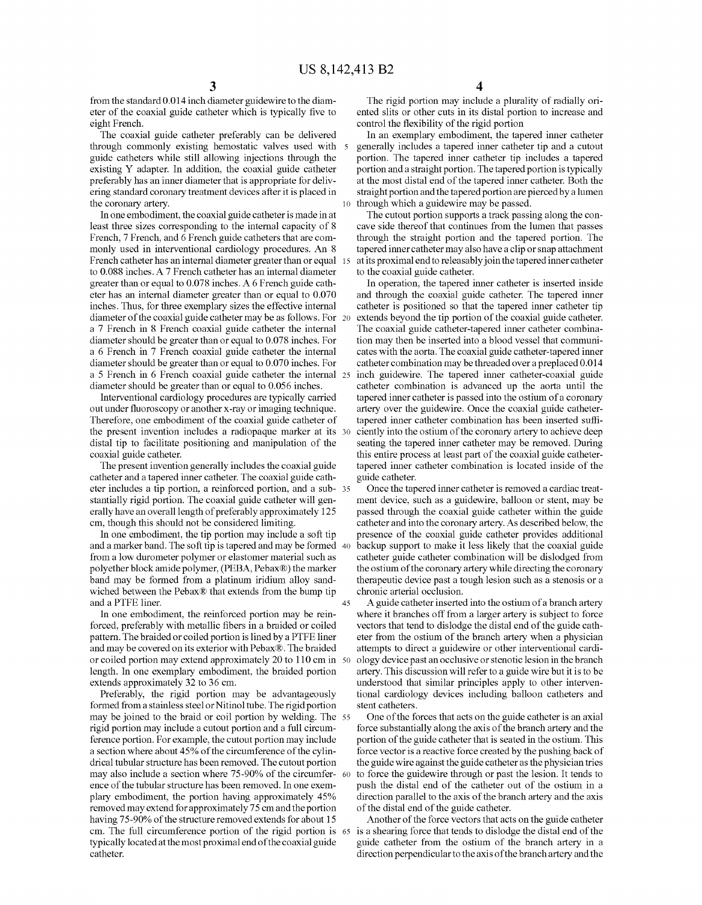from the standard 0.014 inch diameter guidewire to the diameter of the coaxial guide catheter which is typically five to eight French.

The coaxial guide catheter preferably can be delivered through commonly existing hemostatic valves used with guide catheters while still allowing injections through the existing Y adapter. In addition, the coaxial guide catheter preferably has an inner diameter that is appropriate for delivering standard coronary treatment devices after it is placed in the coronary artery.

In one embodiment, the coaxial guide catheter is made in at least three sizes corresponding to the internal capacity of 8 French, 7 French, and 6 French guide catheters that are commonly used in interventional cardiology procedures. An 8 French catheter has an internal diameter greater than or equal to 0.088 inches. A 7 French catheter has an internal diameter greater than or equal to 0.078 inches. A 6 French guide catheter has an internal diameter greater than or equal to 0.070 inches. Thus, for three exemplary sizes the effective internal diameter of the coaxial guide catheter may be as follows. For a 7 French in 8 French coaxial guide catheter the internal diameter should be greater than or equal to 0.078 inches. For a 6 French in 7 French coaxial guide catheter the internal diameter should be greater than or equal to 0.070 inches. For a 5 French in 6 French coaxial guide catheter the internal diameter should be greater than or equal to 0.056 inches.

Interventional cardiology procedures are typically carried out under fluoroscopy or another x-ray or imaging technique. Therefore, one embodiment of the coaxial guide catheter of the present invention includes a radiopaque marker at its distal tip to facilitate positioning and manipulation of the coaxial guide catheter.

The present invention generally includes the coaxial guide catheter and a tapered inner catheter. The coaxial guide catheter includes a tip portion, a reinforced portion, and a substantially rigid portion. The coaxial guide catheter will generally have an overall length of preferably approximately 125 cm, though this should not be considered limiting.

In one embodiment, the tip portion may include a soft tip and a marker band. The soft tip is tapered and may be formed from a low durometer polymer or elastomer material such as polyether block amide polymer, (PEBA, Pebax®) the marker band may be formed from a platinum iridium alloy sandwiched between the Pebax® that extends from the bump tip and a PTFE liner.

In one embodiment, the reinforced portion may be reinforced, preferably with metallic fibers in a braided or coiled pattern. The braided or coiled portion is lined by a PTFE liner and may be covered on its exterior with Pebax®. The braided or coiled portion may extend approximately 20 to 110 cm in length. In one exemplary embodiment, the braided portion extends approximately 32 to 36 cm.

Preferably, the rigid portion may be advantageously formed from a stainless steel or Nitinol tube. The rigid portion may be joined to the braid or coil portion by welding. The rigid portion may include a cutout portion and a full circumference portion. For example, the cutout portion may include a section where about 45% of the circumference of the cylindrical tubular structure has been removed. The cutout portion may also include a section where 75-90% of the circumference of the tubular structure has been removed. In one exemplary embodiment, the portion having approximately 45% removed may extend for approximately 75 cm and the portion having 75-90% of the structure removed extends for about 15 cm. The full circumference portion of the rigid portion is typically located at the most proximal end of the coaxial guide catheter.

The rigid portion may include a plurality of radially oriented slits or other cuts in its distal portion to increase and control the flexibility of the rigid portion

In an exemplary embodiment, the tapered inner catheter generally includes a tapered inner catheter tip and a cutout portion. The tapered inner catheter tip includes a tapered portion and a straight portion. The tapered portion is typically at the most distal end of the tapered inner catheter. Both the straight portion and the tapered portion are pierced by a lumen through which a guidewire may be passed.

The cutout portion supports a track passing along the concave side thereof that continues from the lumen that passes through the straight portion and the tapered portion. The tapered inner catheter may also have a clip or snap attachment at its proximal end to releasably join the tapered inner catheter to the coaxial guide catheter.

In operation, the tapered inner catheter is inserted inside and through the coaxial guide catheter. The tapered inner catheter is positioned so that the tapered inner catheter tip extends beyond the tip portion of the coaxial guide catheter. The coaxial guide catheter-tapered inner catheter combination may then be inserted into a blood vessel that communicates with the aorta. The coaxial guide catheter-tapered inner catheter combination may be threaded over a preplaced 0.014 inch guidewire. The tapered inner catheter-coaxial guide catheter combination is advanced up the aorta until the tapered inner catheter is passed into the ostium of a coronary artery over the guidewire. Once the coaxial guide catheter-tapered inner catheter combination has been inserted sufficiently into the ostium of the coronary artery to achieve deep seating the tapered inner catheter may be removed. During this entire process at least part of the coaxial guide catheter-tapered inner catheter combination is located inside of the guide catheter.

Once the tapered inner catheter is removed a cardiac treatment device, such as a guidewire, balloon or stent, may be passed through the coaxial guide catheter within the guide catheter and into the coronary artery. As described below, the presence of the coaxial guide catheter provides additional backup support to make it less likely that the coaxial guide catheter guide catheter combination will be dislodged from the ostium of the coronary artery while directing the coronary therapeutic device past a tough lesion such as a stenosis or a chronic arterial occlusion.

A guide catheter inserted into the ostium of a branch artery where it branches off from a larger artery is subject to force vectors that tend to dislodge the distal end of the guide catheter from the ostium of the branch artery when a physician attempts to direct a guidewire or other interventional cardiology device past an occlusive or stenotic lesion in the branch artery. This discussion will refer to a guide wire but it is to be understood that similar principles apply to other interventional cardiology devices including balloon catheters and stent catheters.

One of the forces that acts on the guide catheter is an axial force substantially along the axis of the branch artery and the portion of the guide catheter that is seated in the ostium. This force vector is a reactive force created by the pushing back of the guide wire against the guide catheter as the physician tries to force the guidewire through or past the lesion. It tends to push the distal end of the catheter out of the ostium in a direction parallel to the axis of the branch artery and the axis of the distal end of the guide catheter.

Another of the force vectors that acts on the guide catheter is a shearing force that tends to dislodge the distal end of the guide catheter from the ostium of the branch artery in a direction perpendicular to the axis of the branch artery and the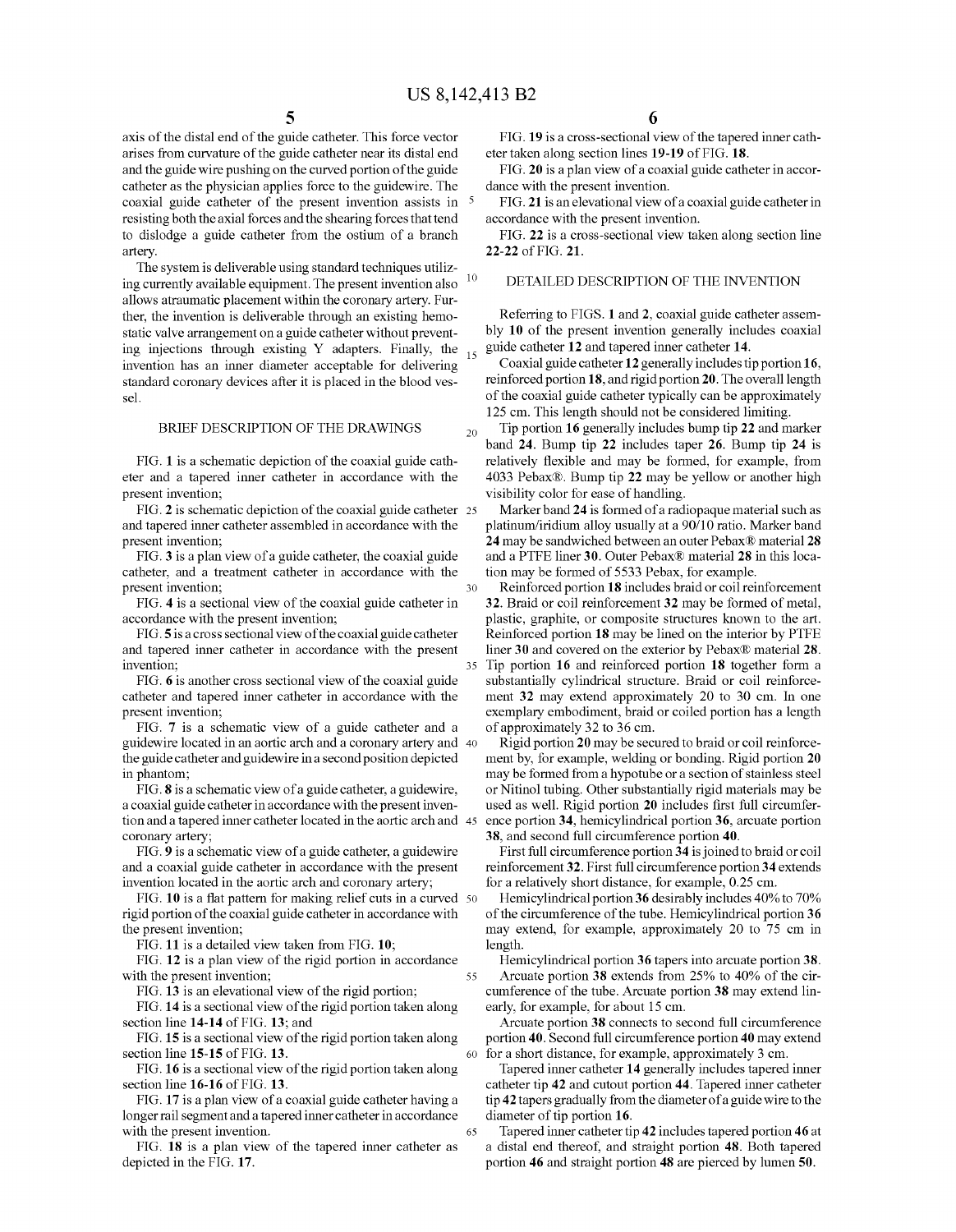axis of the distal end of the guide catheter. This force vector arises from curvature of the guide catheter near its distal end and the guide wire pushing on the curved portion of the guide catheter as the physician applies force to the guidewire. The coaxial guide catheter of the present invention assists in resisting both the axial forces and the shearing forces that tend to dislodge a guide catheter from the ostium of a branch artery.

The system is deliverable using standard techniques utilizing currently available equipment. The present invention also allows atraumatic placement within the coronary artery. Further, the invention is deliverable through an existing hemostatic valve arrangement on a guide catheter without preventing injections through existing Y adapters. Finally, the invention has an inner diameter acceptable for delivering standard coronary devices after it is placed in the blood vessel.

## BRIEF DESCRIPTION OF THE DRAWINGS

FIG. **1** is a schematic depiction of the coaxial guide catheter and a tapered inner catheter in accordance with the present invention;

FIG. **2** is schematic depiction of the coaxial guide catheter and tapered inner catheter assembled in accordance with the present invention;

FIG. **3** is a plan view of a guide catheter, the coaxial guide catheter, and a treatment catheter in accordance with the present invention;

FIG. **4** is a sectional view of the coaxial guide catheter in accordance with the present invention;

FIG. **5** is a cross sectional view of the coaxial guide catheter and tapered inner catheter in accordance with the present invention;

FIG. **6** is another cross sectional view of the coaxial guide catheter and tapered inner catheter in accordance with the present invention;

FIG. **7** is a schematic view of a guide catheter and a guidewire located in an aortic arch and a coronary artery and the guide catheter and guidewire in a second position depicted in phantom;

FIG. **8** is a schematic view of a guide catheter, a guidewire, a coaxial guide catheter in accordance with the present invention and a tapered inner catheter located in the aortic arch and coronary artery;

FIG. **9** is a schematic view of a guide catheter, a guidewire and a coaxial guide catheter in accordance with the present invention located in the aortic arch and coronary artery;

FIG. **10** is a flat pattern for making relief cuts in a curved rigid portion of the coaxial guide catheter in accordance with the present invention;

FIG. **11** is a detailed view taken from FIG. **10**;

FIG. **12** is a plan view of the rigid portion in accordance with the present invention;

FIG. **13** is an elevational view of the rigid portion;

FIG. **14** is a sectional view of the rigid portion taken along section line **14-14** of FIG. **13**; and

FIG. **15** is a sectional view of the rigid portion taken along section line **15-15** of FIG. **13**.

FIG. **16** is a sectional view of the rigid portion taken along section line **16-16** of FIG. **13**.

FIG. **17** is a plan view of a coaxial guide catheter having a longer rail segment and a tapered inner catheter in accordance with the present invention.

FIG. **18** is a plan view of the tapered inner catheter as depicted in the FIG. **17**.

FIG. **19** is a cross-sectional view of the tapered inner catheter taken along section lines **19-19** of FIG. **18**.

FIG. **20** is a plan view of a coaxial guide catheter in accordance with the present invention.

FIG. **21** is an elevational view of a coaxial guide catheter in accordance with the present invention.

FIG. **22** is a cross-sectional view taken along section line **22-22** of FIG. **21**.

## DETAILED DESCRIPTION OF THE INVENTION

Referring to FIGS. **1** and **2**, coaxial guide catheter assembly **10** of the present invention generally includes coaxial guide catheter **12** and tapered inner catheter **14**.

Coaxial guide catheter **12** generally includes tip portion **16**, reinforced portion **18**, and rigid portion **20**. The overall length of the coaxial guide catheter typically can be approximately 125 cm. This length should not be considered limiting.

Tip portion **16** generally includes bump tip **22** and marker band **24**. Bump tip **22** includes taper **26**. Bump tip **24** is relatively flexible and may be formed, for example, from 4033 Pebax®. Bump tip **22** may be yellow or another high visibility color for ease of handling.

Marker band **24** is formed of a radiopaque material such as platinum/iridium alloy usually at a 90/10 ratio. Marker band **24** may be sandwiched between an outer Pebax® material **28** and a PTFE liner **30**. Outer Pebax® material **28** in this location may be formed of 5533 Pebax, for example.

Reinforced portion **18** includes braid or coil reinforcement **32**. Braid or coil reinforcement **32** may be formed of metal, plastic, graphite, or composite structures known to the art. Reinforced portion **18** may be lined on the interior by PTFE liner **30** and covered on the exterior by Pebax® material **28**. Tip portion **16** and reinforced portion **18** together form a substantially cylindrical structure. Braid or coil reinforcement **32** may extend approximately 20 to 30 cm. In one exemplary embodiment, braid or coiled portion has a length of approximately 32 to 36 cm.

Rigid portion **20** may be secured to braid or coil reinforcement by, for example, welding or bonding. Rigid portion **20** may be formed from a hypotube or a section of stainless steel or Nitinol tubing. Other substantially rigid materials may be used as well. Rigid portion **20** includes first full circumference portion **34**, hemicylindrical portion **36**, arcuate portion **38**, and second full circumference portion **40**.

First full circumference portion **34** is joined to braid or coil reinforcement **32**. First full circumference portion **34** extends for a relatively short distance, for example, 0.25 cm.

Hemicylindrical portion **36** desirably includes 40% to 70% of the circumference of the tube. Hemicylindrical portion **36** may extend, for example, approximately 20 to 75 cm in length.

Hemicylindrical portion **36** tapers into arcuate portion **38**. Arcuate portion **38** extends from 25% to 40% of the circumference of the tube. Arcuate portion **38** may extend linearly, for example, for about 15 cm.

Arcuate portion **38** connects to second full circumference portion **40**. Second full circumference portion **40** may extend for a short distance, for example, approximately 3 cm.

Tapered inner catheter **14** generally includes tapered inner catheter tip **42** and cutout portion **44**. Tapered inner catheter tip **42** tapers gradually from the diameter of a guide wire to the diameter of tip portion **16**.

Tapered inner catheter tip **42** includes tapered portion **46** at a distal end thereof, and straight portion **48**. Both tapered portion **46** and straight portion **48** are pierced by lumen **50**.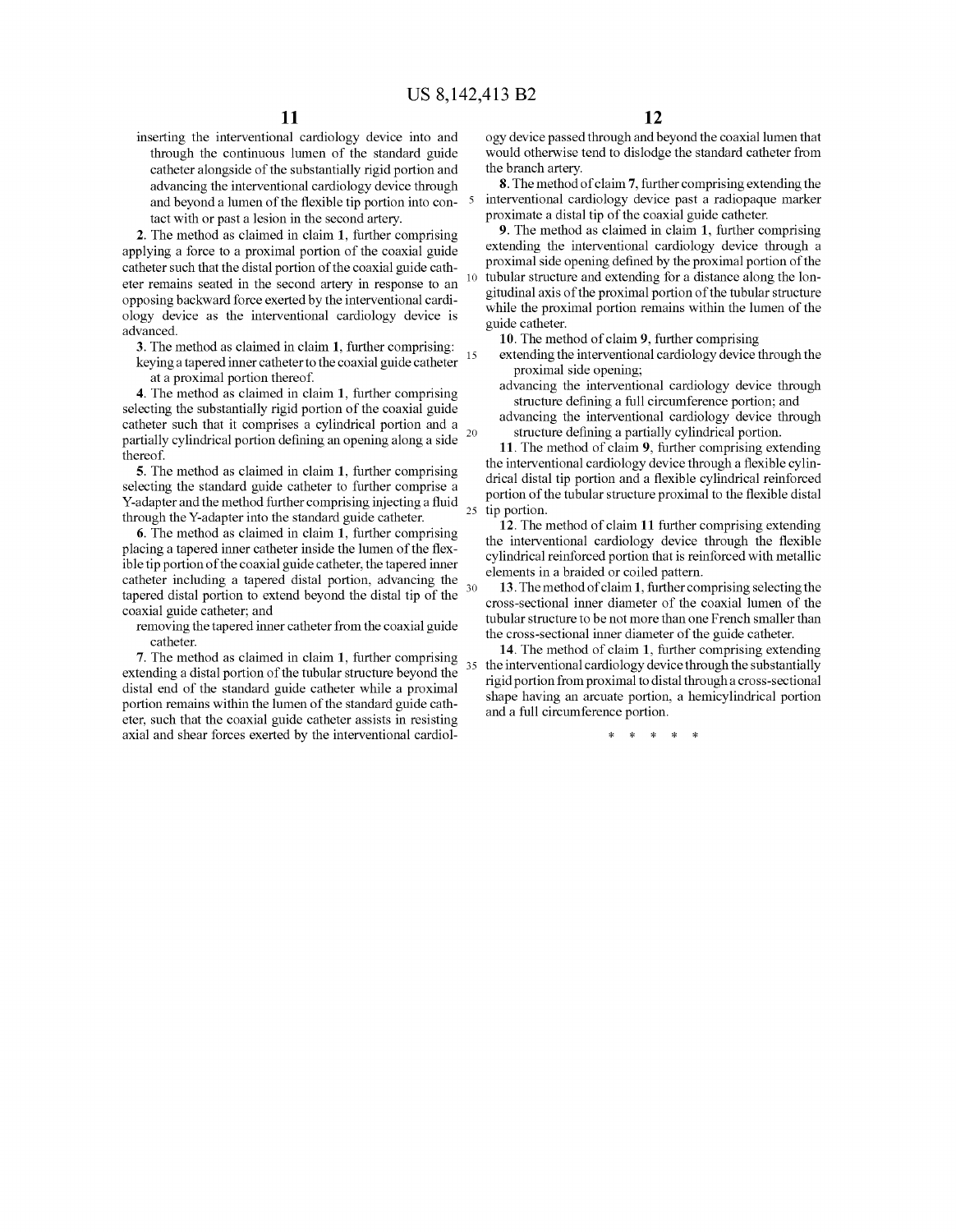inserting the interventional cardiology device into and through the continuous lumen of the standard guide catheter alongside of the substantially rigid portion and advancing the interventional cardiology device through and beyond a lumen of the flexible tip portion into contact with or past a lesion in the second artery.

**2**. The method as claimed in claim **1**, further comprising applying a force to a proximal portion of the coaxial guide catheter such that the distal portion of the coaxial guide catheter remains seated in the second artery in response to an opposing backward force exerted by the interventional cardiology device as the interventional cardiology device is advanced.

**3**. The method as claimed in claim **1**, further comprising: keying a tapered inner catheter to the coaxial guide catheter at a proximal portion thereof.

**4**. The method as claimed in claim **1**, further comprising selecting the substantially rigid portion of the coaxial guide catheter such that it comprises a cylindrical portion and a partially cylindrical portion defining an opening along a side thereof.

**5**. The method as claimed in claim **1**, further comprising selecting the standard guide catheter to further comprise a Y-adapter and the method further comprising injecting a fluid through the Y-adapter into the standard guide catheter.

**6**. The method as claimed in claim **1**, further comprising placing a tapered inner catheter inside the lumen of the flexible tip portion of the coaxial guide catheter, the tapered inner catheter including a tapered distal portion, advancing the tapered distal portion to extend beyond the distal tip of the coaxial guide catheter; and

removing the tapered inner catheter from the coaxial guide catheter.

**7**. The method as claimed in claim **1**, further comprising extending a distal portion of the tubular structure beyond the distal end of the standard guide catheter while a proximal portion remains within the lumen of the standard guide catheter, such that the coaxial guide catheter assists in resisting axial and shear forces exerted by the interventional cardiology device passed through and beyond the coaxial lumen that would otherwise tend to dislodge the standard catheter from the branch artery.

**8**. The method of claim **7**, further comprising extending the interventional cardiology device past a radiopaque marker proximate a distal tip of the coaxial guide catheter.

**9**. The method as claimed in claim **1**, further comprising extending the interventional cardiology device through a proximal side opening defined by the proximal portion of the tubular structure and extending for a distance along the longitudinal axis of the proximal portion of the tubular structure while the proximal portion remains within the lumen of the guide catheter.

**10**. The method of claim **9**, further comprising

extending the interventional cardiology device through the proximal side opening;

advancing the interventional cardiology device through structure defining a full circumference portion; and

advancing the interventional cardiology device through structure defining a partially cylindrical portion.

**11**. The method of claim **9**, further comprising extending the interventional cardiology device through a flexible cylindrical distal tip portion and a flexible cylindrical reinforced portion of the tubular structure proximal to the flexible distal tip portion.

**12**. The method of claim **11** further comprising extending the interventional cardiology device through the flexible cylindrical reinforced portion that is reinforced with metallic elements in a braided or coiled pattern.

**13**. The method of claim **1**, further comprising selecting the cross-sectional inner diameter of the coaxial lumen of the tubular structure to be not more than one French smaller than the cross-sectional inner diameter of the guide catheter.

**14**. The method of claim **1**, further comprising extending the interventional cardiology device through the substantially rigid portion from proximal to distal through a cross-sectional shape having an arcuate portion, a hemicylindrical portion and a full circumference portion.

* * * * *